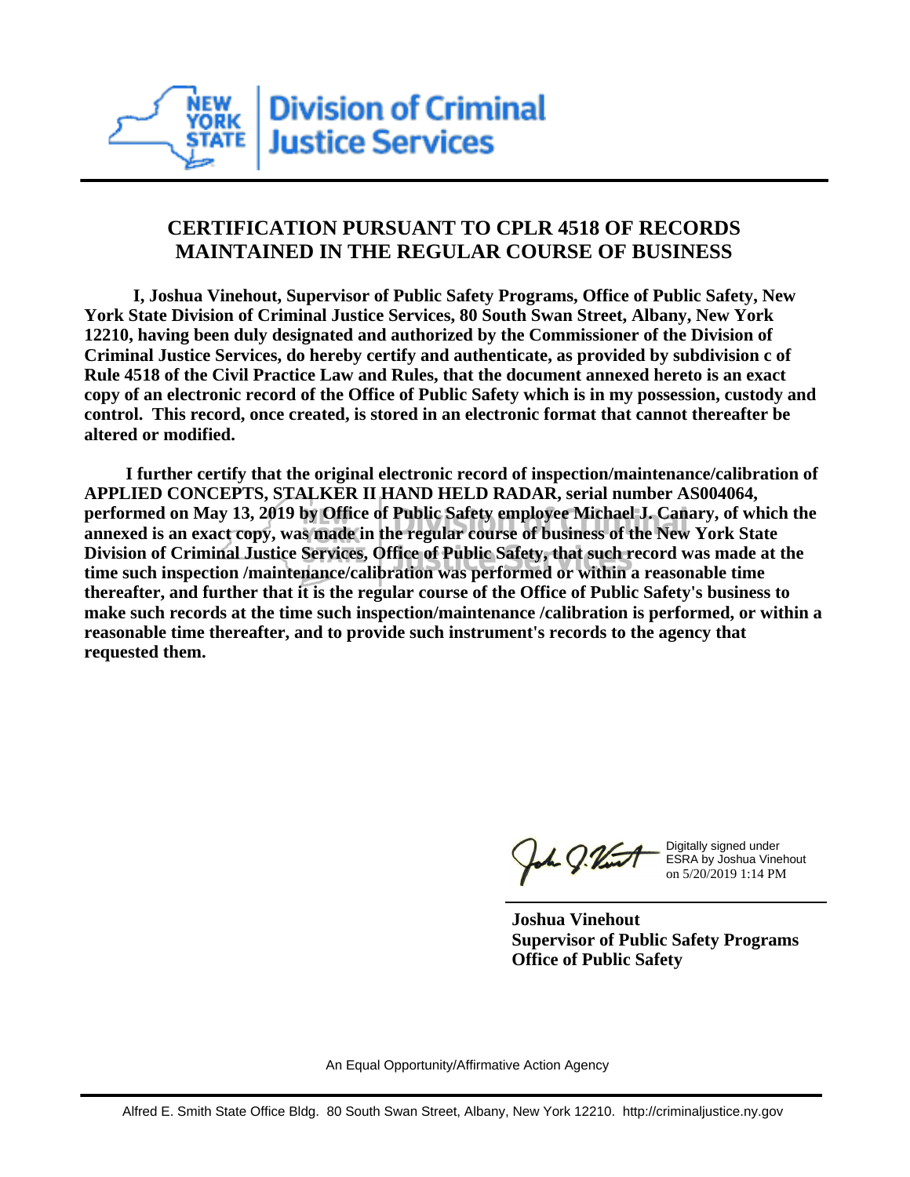**Division of Criminal Justice Services**

# CERTIFICATION PURSUANT TO CPLR 4518 OF RECORDS MAINTAINED IN THE REGULAR COURSE OF BUSINESS

**I, Joshua Vinehout, Supervisor of Public Safety Programs, Office of Public Safety, New York State Division of Criminal Justice Services, 80 South Swan Street, Albany, New York 12210, having been duly designated and authorized by the Commissioner of the Division of Criminal Justice Services, do hereby certify and authenticate, as provided by subdivision c of Rule 4518 of the Civil Practice Law and Rules, that the document annexed hereto is an exact copy of an electronic record of the Office of Public Safety which is in my possession, custody and control. This record, once created, is stored in an electronic format that cannot thereafter be altered or modified.**

**I further certify that the original electronic record of inspection/maintenance/calibration of APPLIED CONCEPTS, STALKER II HAND HELD RADAR, serial number AS004064, performed on May 13, 2019 by Office of Public Safety employee Michael J. Canary, of which the annexed is an exact copy, was made in the regular course of business of the New York State Division of Criminal Justice Services, Office of Public Safety, that such record was made at the time such inspection /maintenance/calibration was performed or within a reasonable time thereafter, and further that it is the regular course of the Office of Public Safety's business to make such records at the time such inspection/maintenance /calibration is performed, or within a reasonable time thereafter, and to provide such instrument's records to the agency that requested them.**

Digitally signed under ESRA by Joshua Vinehout on 5/20/2019 1:14 PM

**Joshua Vinehout**
**Supervisor of Public Safety Programs**
**Office of Public Safety**

An Equal Opportunity/Affirmative Action Agency

Alfred E. Smith State Office Bldg. 80 South Swan Street, Albany, New York 12210. http://criminaljustice.ny.gov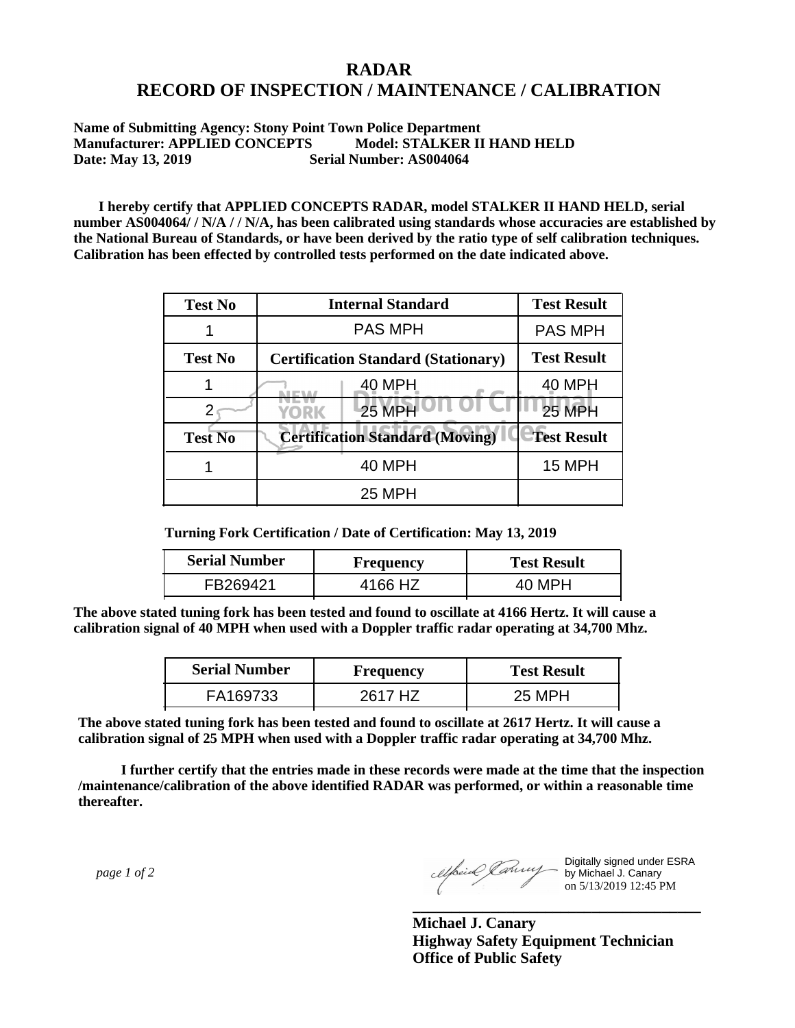# RADAR
# RECORD OF INSPECTION / MAINTENANCE / CALIBRATION

**Name of Submitting Agency: Stony Point Town Police Department**
**Manufacturer: APPLIED CONCEPTS Model: STALKER II HAND HELD**
**Date: May 13, 2019 Serial Number: AS004064**

**I hereby certify that APPLIED CONCEPTS RADAR, model STALKER II HAND HELD, serial number AS004064/ / N/A / / N/A, has been calibrated using standards whose accuracies are established by the National Bureau of Standards, or have been derived by the ratio type of self calibration techniques. Calibration has been effected by controlled tests performed on the date indicated above.**

| Test No | Internal Standard | Test Result |
|---|---|---|
| 1 | PAS MPH | PAS MPH |
| **Test No** | **Certification Standard (Stationary)** | **Test Result** |
| 1 | 40 MPH | 40 MPH |
| 2 | 25 MPH | 25 MPH |
| **Test No** | **Certification Standard (Moving)** | **Test Result** |
| 1 | 40 MPH | 15 MPH |
| | 25 MPH | |

**Turning Fork Certification / Date of Certification: May 13, 2019**

| Serial Number | Frequency | Test Result |
|---|---|---|
| FB269421 | 4166 HZ | 40 MPH |

**The above stated tuning fork has been tested and found to oscillate at 4166 Hertz. It will cause a calibration signal of 40 MPH when used with a Doppler traffic radar operating at 34,700 Mhz.**

| Serial Number | Frequency | Test Result |
|---|---|---|
| FA169733 | 2617 HZ | 25 MPH |

**The above stated tuning fork has been tested and found to oscillate at 2617 Hertz. It will cause a calibration signal of 25 MPH when used with a Doppler traffic radar operating at 34,700 Mhz.**

**I further certify that the entries made in these records were made at the time that the inspection /maintenance/calibration of the above identified RADAR was performed, or within a reasonable time thereafter.**

Digitally signed under ESRA by Michael J. Canary on 5/13/2019 12:45 PM

**Michael J. Canary**
**Highway Safety Equipment Technician**
**Office of Public Safety**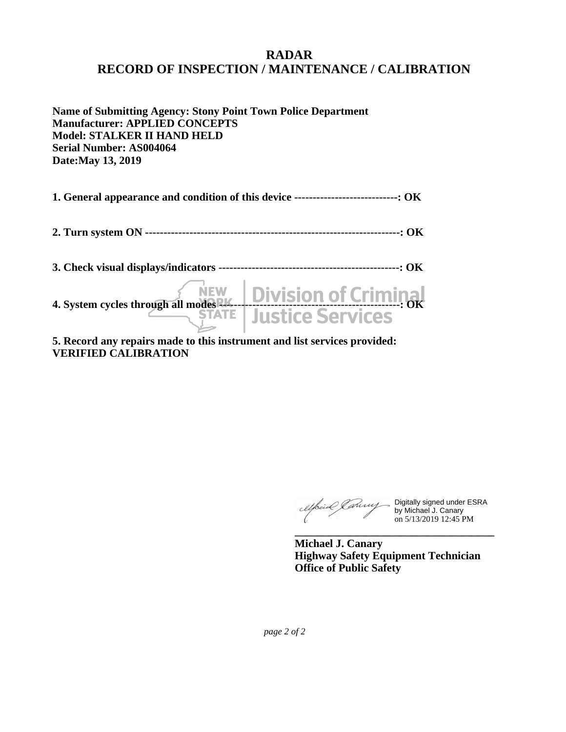# RADAR
# RECORD OF INSPECTION / MAINTENANCE / CALIBRATION

**Name of Submitting Agency: Stony Point Town Police Department**
**Manufacturer: APPLIED CONCEPTS**
**Model: STALKER II HAND HELD**
**Serial Number: AS004064**
**Date:May 13, 2019**

**1. General appearance and condition of this device ----------------------------: OK**

**2. Turn system ON -------------------------------------------------------------------: OK**

**3. Check visual displays/indicators -------------------------------------------------: OK**

**4. System cycles through all modes ------------------------------------------------: OK**

**5. Record any repairs made to this instrument and list services provided:**
**VERIFIED CALIBRATION**

Digitally signed under ESRA by Michael J. Canary on 5/13/2019 12:45 PM

**Michael J. Canary**
**Highway Safety Equipment Technician**
**Office of Public Safety**